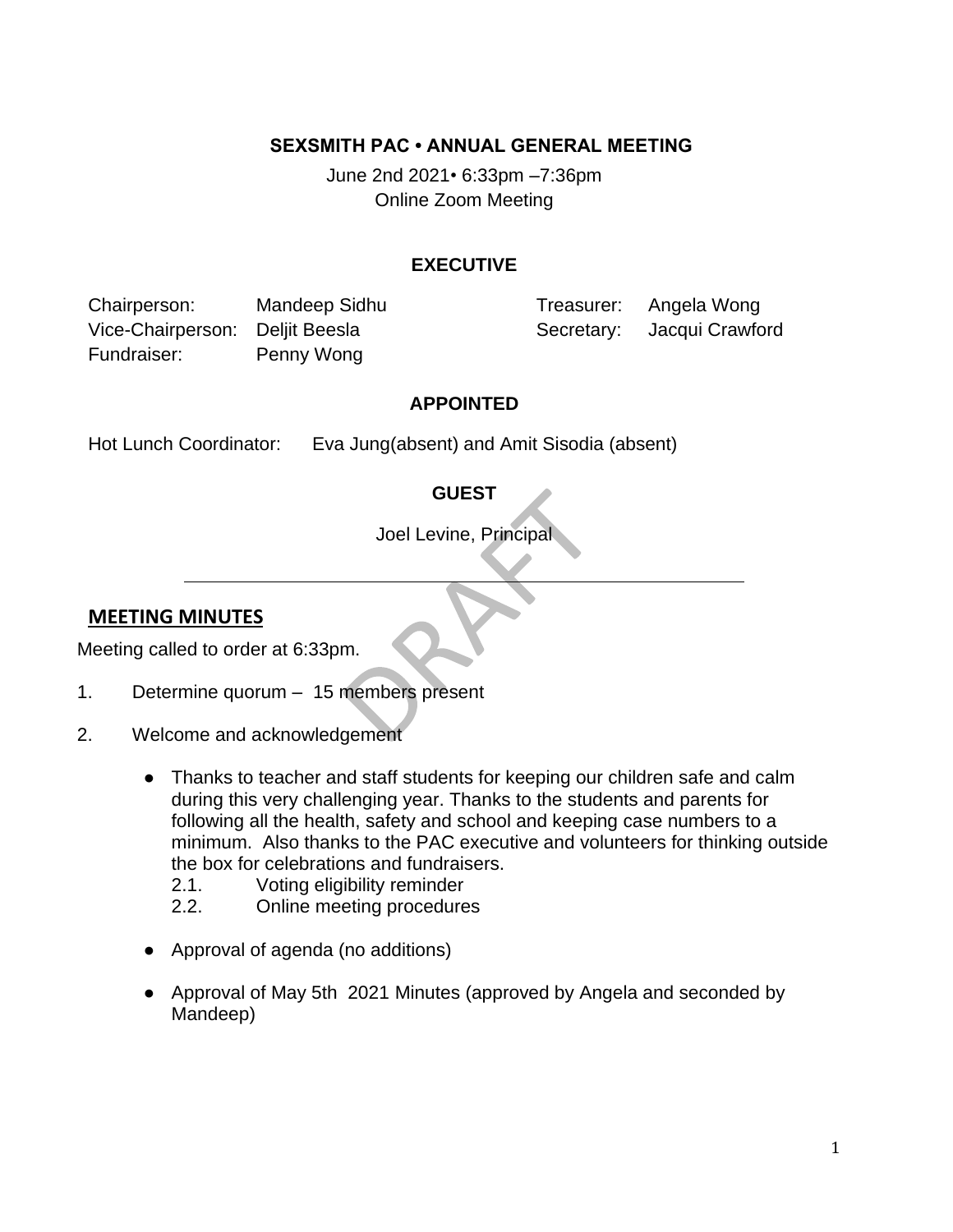**SEXSMITH PAC • ANNUAL GENERAL MEETING**

June 2nd 2021• 6:33pm –7:36pm
Online Zoom Meeting

**EXECUTIVE**

| | | | |
|---|---|---|---|
| Chairperson: | Mandeep Sidhu | Treasurer: | Angela Wong |
| Vice-Chairperson: | Deljit Beesla | Secretary: | Jacqui Crawford |
| Fundraiser: | Penny Wong | | |

**APPOINTED**

Hot Lunch Coordinator: Eva Jung(absent) and Amit Sisodia (absent)

**GUEST**

Joel Levine, Principal

---

## MEETING MINUTES

Meeting called to order at 6:33pm.

1. Determine quorum – 15 members present

2. Welcome and acknowledgement

    - Thanks to teacher and staff students for keeping our children safe and calm during this very challenging year. Thanks to the students and parents for following all the health, safety and school and keeping case numbers to a minimum. Also thanks to the PAC executive and volunteers for thinking outside the box for celebrations and fundraisers.
        - 2.1. Voting eligibility reminder
        - 2.2. Online meeting procedures

    - Approval of agenda (no additions)

    - Approval of May 5th 2021 Minutes (approved by Angela and seconded by Mandeep)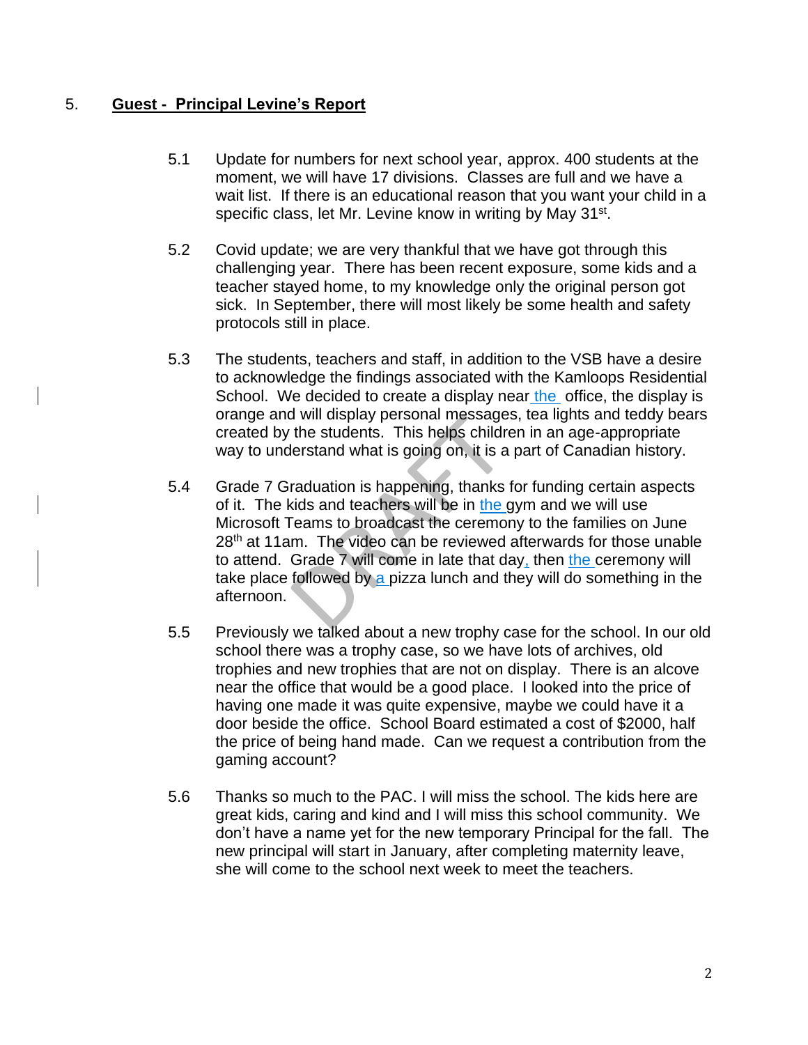## 5. **Guest - Principal Levine's Report**

5.1 Update for numbers for next school year, approx. 400 students at the moment, we will have 17 divisions. Classes are full and we have a wait list. If there is an educational reason that you want your child in a specific class, let Mr. Levine know in writing by May 31st.

5.2 Covid update; we are very thankful that we have got through this challenging year. There has been recent exposure, some kids and a teacher stayed home, to my knowledge only the original person got sick. In September, there will most likely be some health and safety protocols still in place.

5.3 The students, teachers and staff, in addition to the VSB have a desire to acknowledge the findings associated with the Kamloops Residential School. We decided to create a display near the office, the display is orange and will display personal messages, tea lights and teddy bears created by the students. This helps children in an age-appropriate way to understand what is going on, it is a part of Canadian history.

5.4 Grade 7 Graduation is happening, thanks for funding certain aspects of it. The kids and teachers will be in the gym and we will use Microsoft Teams to broadcast the ceremony to the families on June 28th at 11am. The video can be reviewed afterwards for those unable to attend. Grade 7 will come in late that day, then the ceremony will take place followed by a pizza lunch and they will do something in the afternoon.

5.5 Previously we talked about a new trophy case for the school. In our old school there was a trophy case, so we have lots of archives, old trophies and new trophies that are not on display. There is an alcove near the office that would be a good place. I looked into the price of having one made it was quite expensive, maybe we could have it a door beside the office. School Board estimated a cost of $2000, half the price of being hand made. Can we request a contribution from the gaming account?

5.6 Thanks so much to the PAC. I will miss the school. The kids here are great kids, caring and kind and I will miss this school community. We don't have a name yet for the new temporary Principal for the fall. The new principal will start in January, after completing maternity leave, she will come to the school next week to meet the teachers.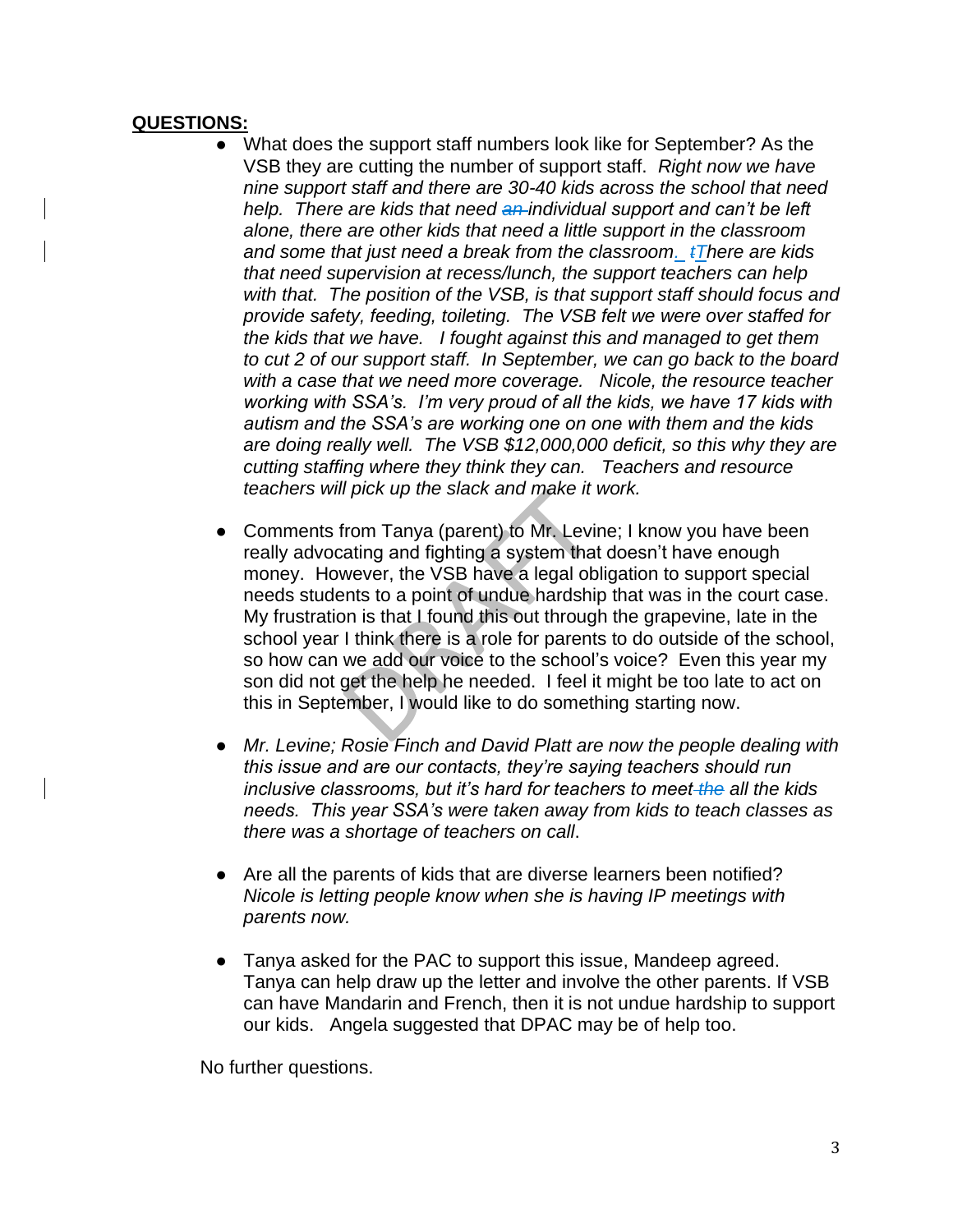**QUESTIONS:**

- What does the support staff numbers look like for September? As the VSB they are cutting the number of support staff. *Right now we have nine support staff and there are 30-40 kids across the school that need help. There are kids that need individual support and can't be left alone, there are other kids that need a little support in the classroom and some that just need a break from the classroom. There are kids that need supervision at recess/lunch, the support teachers can help with that. The position of the VSB, is that support staff should focus and provide safety, feeding, toileting. The VSB felt we were over staffed for the kids that we have. I fought against this and managed to get them to cut 2 of our support staff. In September, we can go back to the board with a case that we need more coverage. Nicole, the resource teacher working with SSA's. I'm very proud of all the kids, we have 17 kids with autism and the SSA's are working one on one with them and the kids are doing really well. The VSB $12,000,000 deficit, so this why they are cutting staffing where they think they can. Teachers and resource teachers will pick up the slack and make it work.*

- Comments from Tanya (parent) to Mr. Levine; I know you have been really advocating and fighting a system that doesn't have enough money. However, the VSB have a legal obligation to support special needs students to a point of undue hardship that was in the court case. My frustration is that I found this out through the grapevine, late in the school year I think there is a role for parents to do outside of the school, so how can we add our voice to the school's voice? Even this year my son did not get the help he needed. I feel it might be too late to act on this in September, I would like to do something starting now.

- *Mr. Levine; Rosie Finch and David Platt are now the people dealing with this issue and are our contacts, they're saying teachers should run inclusive classrooms, but it's hard for teachers to meet all the kids needs. This year SSA's were taken away from kids to teach classes as there was a shortage of teachers on call.*

- Are all the parents of kids that are diverse learners been notified? *Nicole is letting people know when she is having IP meetings with parents now.*

- Tanya asked for the PAC to support this issue, Mandeep agreed. Tanya can help draw up the letter and involve the other parents. If VSB can have Mandarin and French, then it is not undue hardship to support our kids. Angela suggested that DPAC may be of help too.

No further questions.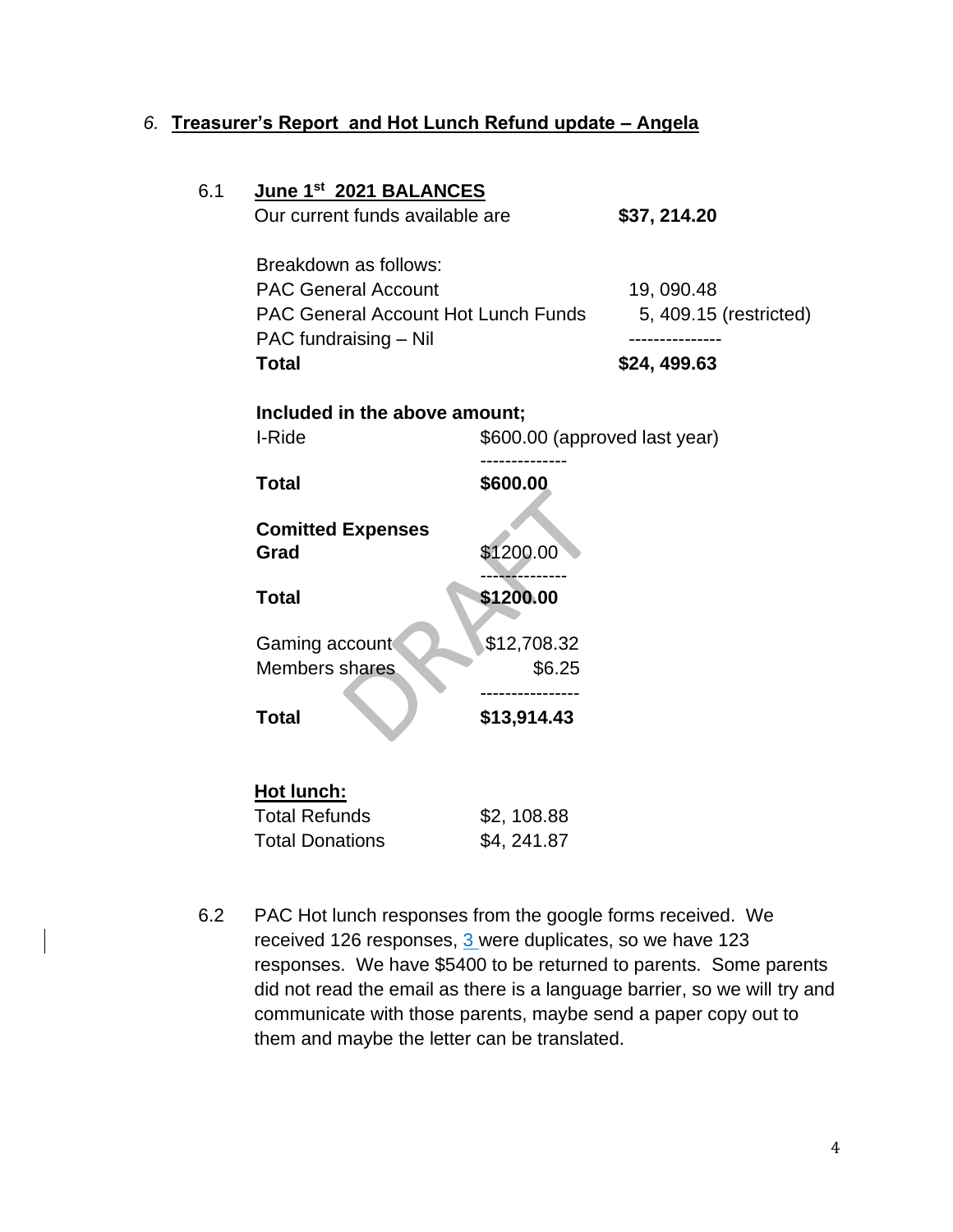6. **Treasurer's Report and Hot Lunch Refund update – Angela**

6.1 **June 1st 2021 BALANCES**

| | |
|---|---|
| Our current funds available are | **$37, 214.20** |

| | |
|---|---|
| Breakdown as follows: | |
| PAC General Account | 19, 090.48 |
| PAC General Account Hot Lunch Funds | 5, 409.15 (restricted) |
| PAC fundraising – Nil | --------------- |
| **Total** | **$24, 499.63** |

**Included in the above amount;**

| | |
|---|---|
| I-Ride | $600.00 (approved last year) |
| | -------------- |
| **Total** | **$600.00** |

| | |
|---|---|
| **Comitted Expenses** | |
| **Grad** | $1200.00 |
| | -------------- |
| **Total** | **$1200.00** |

| | |
|---|---|
| Gaming account | $12,708.32 |
| Members shares | $6.25 |
| | ---------------- |
| **Total** | **$13,914.43** |

**Hot lunch:**

| | |
|---|---|
| Total Refunds | $2, 108.88 |
| Total Donations | $4, 241.87 |

6.2 PAC Hot lunch responses from the google forms received. We received 126 responses, 3 were duplicates, so we have 123 responses. We have $5400 to be returned to parents. Some parents did not read the email as there is a language barrier, so we will try and communicate with those parents, maybe send a paper copy out to them and maybe the letter can be translated.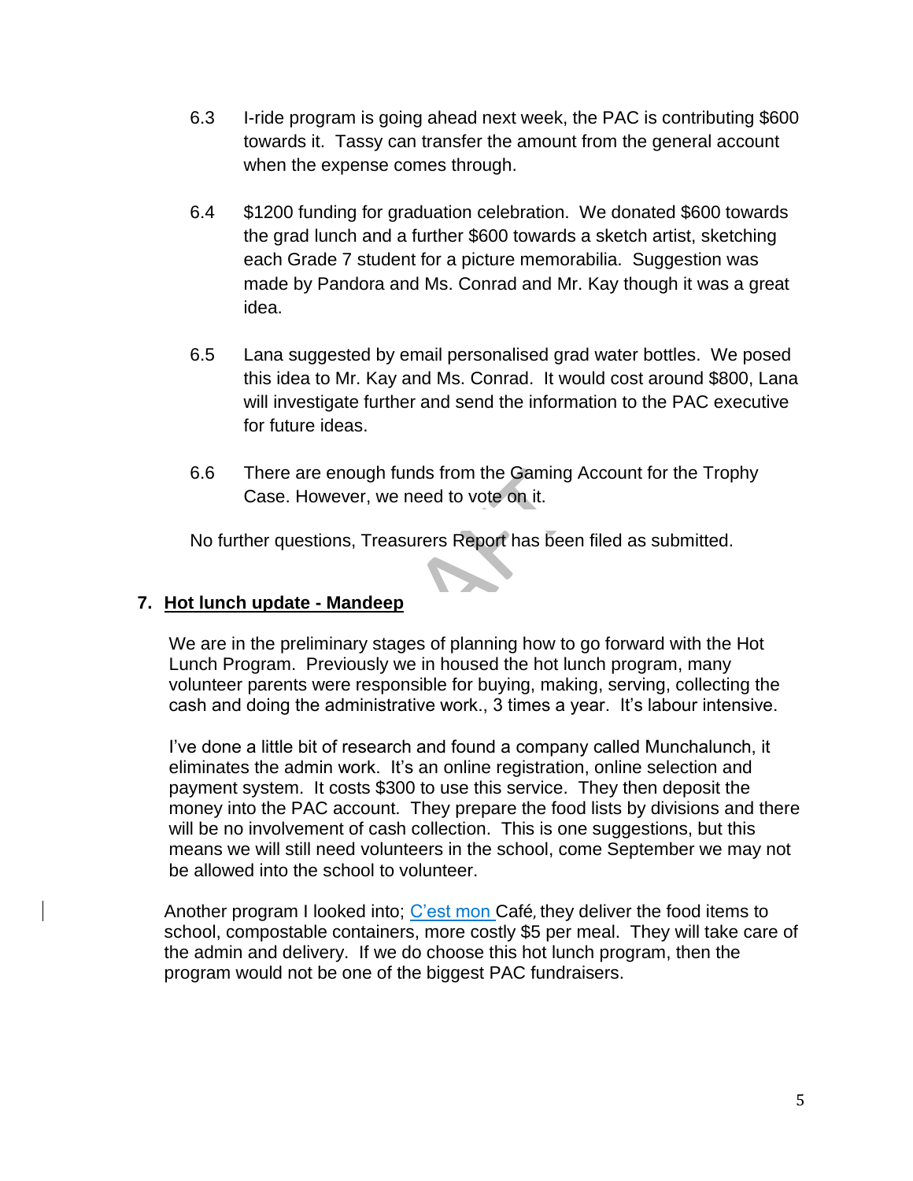6.3 I-ride program is going ahead next week, the PAC is contributing $600 towards it. Tassy can transfer the amount from the general account when the expense comes through.

6.4 $1200 funding for graduation celebration. We donated $600 towards the grad lunch and a further $600 towards a sketch artist, sketching each Grade 7 student for a picture memorabilia. Suggestion was made by Pandora and Ms. Conrad and Mr. Kay though it was a great idea.

6.5 Lana suggested by email personalised grad water bottles. We posed this idea to Mr. Kay and Ms. Conrad. It would cost around $800, Lana will investigate further and send the information to the PAC executive for future ideas.

6.6 There are enough funds from the Gaming Account for the Trophy Case. However, we need to vote on it.

No further questions, Treasurers Report has been filed as submitted.

## 7. Hot lunch update - Mandeep

We are in the preliminary stages of planning how to go forward with the Hot Lunch Program. Previously we in housed the hot lunch program, many volunteer parents were responsible for buying, making, serving, collecting the cash and doing the administrative work., 3 times a year. It's labour intensive.

I've done a little bit of research and found a company called Munchalunch, it eliminates the admin work. It's an online registration, online selection and payment system. It costs $300 to use this service. They then deposit the money into the PAC account. They prepare the food lists by divisions and there will be no involvement of cash collection. This is one suggestions, but this means we will still need volunteers in the school, come September we may not be allowed into the school to volunteer.

Another program I looked into; C'est mon Café, they deliver the food items to school, compostable containers, more costly $5 per meal. They will take care of the admin and delivery. If we do choose this hot lunch program, then the program would not be one of the biggest PAC fundraisers.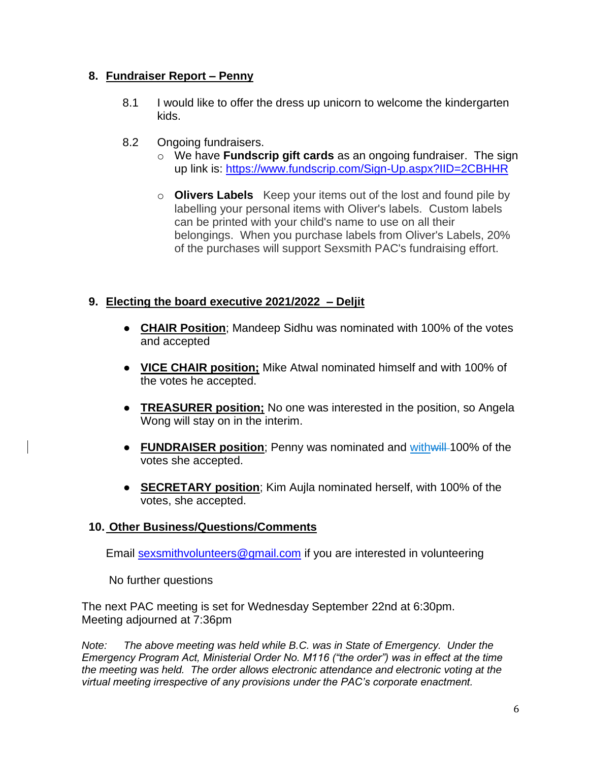## 8. Fundraiser Report – Penny

8.1 I would like to offer the dress up unicorn to welcome the kindergarten kids.

8.2 Ongoing fundraisers.

- We have **Fundscrip gift cards** as an ongoing fundraiser. The sign up link is: https://www.fundscrip.com/Sign-Up.aspx?IID=2CBHHR
- **Olivers Labels** Keep your items out of the lost and found pile by labelling your personal items with Oliver's labels. Custom labels can be printed with your child's name to use on all their belongings. When you purchase labels from Oliver's Labels, 20% of the purchases will support Sexsmith PAC's fundraising effort.

## 9. Electing the board executive 2021/2022 – Deljit

- **CHAIR Position**; Mandeep Sidhu was nominated with 100% of the votes and accepted
- **VICE CHAIR position;** Mike Atwal nominated himself and with 100% of the votes he accepted.
- **TREASURER position;** No one was interested in the position, so Angela Wong will stay on in the interim.
- **FUNDRAISER position**; Penny was nominated and with~~will~~ 100% of the votes she accepted.
- **SECRETARY position**; Kim Aujla nominated herself, with 100% of the votes, she accepted.

## 10. Other Business/Questions/Comments

Email sexsmithvolunteers@gmail.com if you are interested in volunteering

No further questions

The next PAC meeting is set for Wednesday September 22nd at 6:30pm.
Meeting adjourned at 7:36pm

*Note: The above meeting was held while B.C. was in State of Emergency. Under the Emergency Program Act, Ministerial Order No. M116 ("the order") was in effect at the time the meeting was held. The order allows electronic attendance and electronic voting at the virtual meeting irrespective of any provisions under the PAC's corporate enactment.*